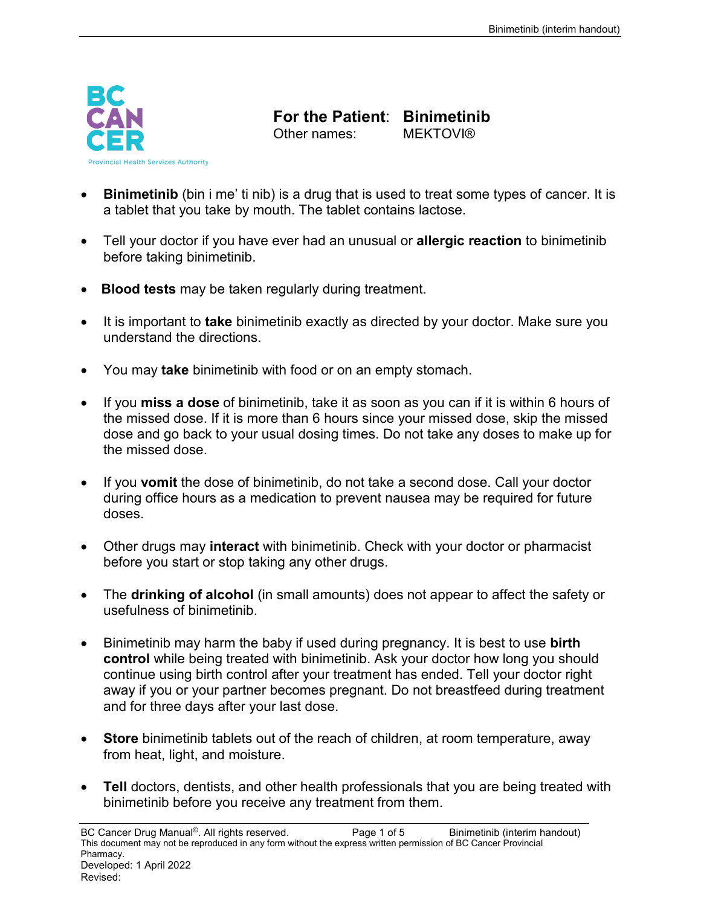# For the Patient: Binimetinib

Other names: MEKTOVI®

- **Binimetinib** (bin i me' ti nib) is a drug that is used to treat some types of cancer. It is a tablet that you take by mouth. The tablet contains lactose.

- Tell your doctor if you have ever had an unusual or **allergic reaction** to binimetinib before taking binimetinib.

- **Blood tests** may be taken regularly during treatment.

- It is important to **take** binimetinib exactly as directed by your doctor. Make sure you understand the directions.

- You may **take** binimetinib with food or on an empty stomach.

- If you **miss a dose** of binimetinib, take it as soon as you can if it is within 6 hours of the missed dose. If it is more than 6 hours since your missed dose, skip the missed dose and go back to your usual dosing times. Do not take any doses to make up for the missed dose.

- If you **vomit** the dose of binimetinib, do not take a second dose. Call your doctor during office hours as a medication to prevent nausea may be required for future doses.

- Other drugs may **interact** with binimetinib. Check with your doctor or pharmacist before you start or stop taking any other drugs.

- The **drinking of alcohol** (in small amounts) does not appear to affect the safety or usefulness of binimetinib.

- Binimetinib may harm the baby if used during pregnancy. It is best to use **birth control** while being treated with binimetinib. Ask your doctor how long you should continue using birth control after your treatment has ended. Tell your doctor right away if you or your partner becomes pregnant. Do not breastfeed during treatment and for three days after your last dose.

- **Store** binimetinib tablets out of the reach of children, at room temperature, away from heat, light, and moisture.

- **Tell** doctors, dentists, and other health professionals that you are being treated with binimetinib before you receive any treatment from them.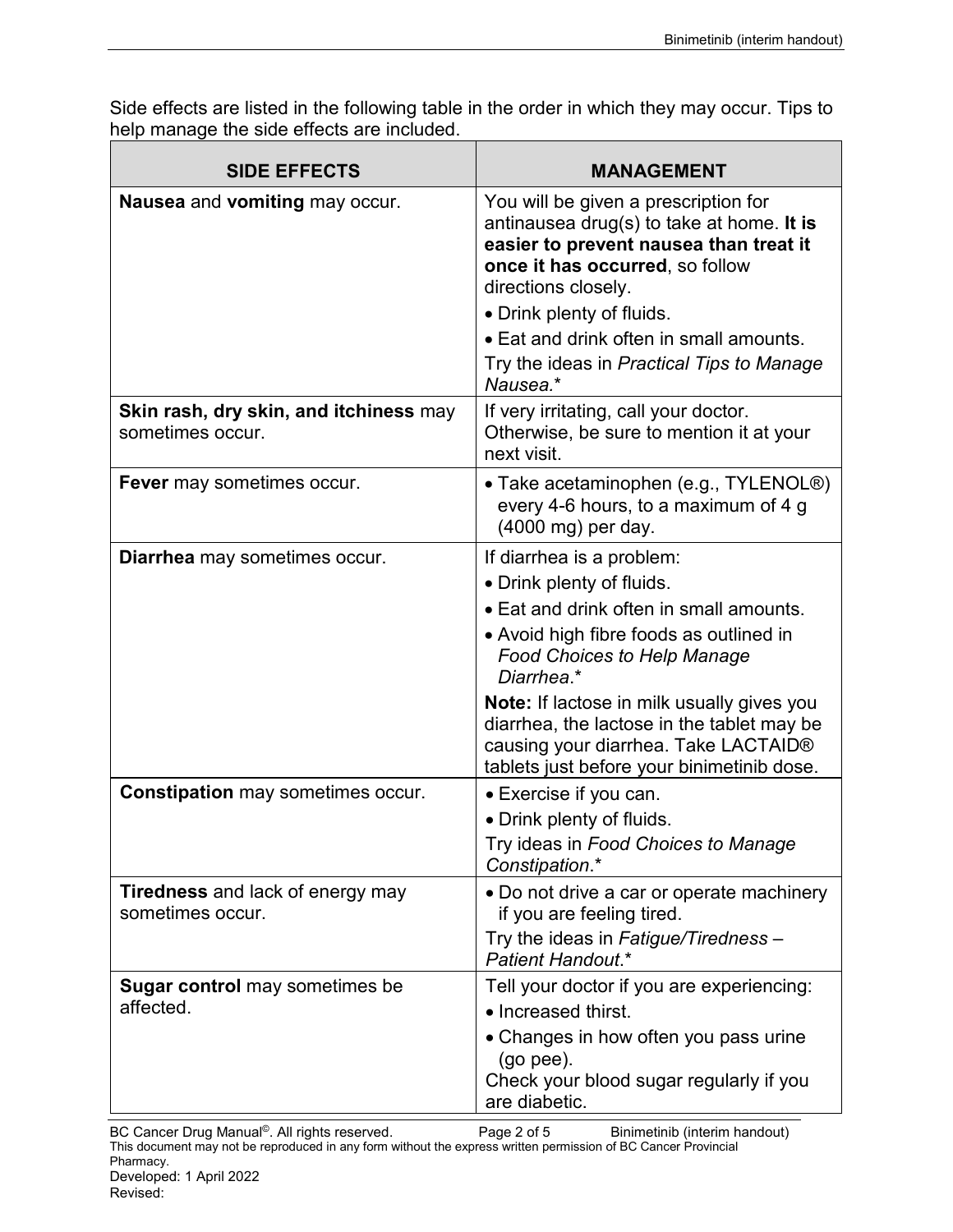Side effects are listed in the following table in the order in which they may occur. Tips to help manage the side effects are included.

| SIDE EFFECTS | MANAGEMENT |
| --- | --- |
| **Nausea** and **vomiting** may occur. | You will be given a prescription for antinausea drug(s) to take at home. **It is easier to prevent nausea than treat it once it has occurred**, so follow directions closely.<br>• Drink plenty of fluids.<br>• Eat and drink often in small amounts.<br>Try the ideas in *Practical Tips to Manage Nausea.** |
| **Skin rash, dry skin, and itchiness** may sometimes occur. | If very irritating, call your doctor. Otherwise, be sure to mention it at your next visit. |
| **Fever** may sometimes occur. | • Take acetaminophen (e.g., TYLENOL®) every 4-6 hours, to a maximum of 4 g (4000 mg) per day. |
| **Diarrhea** may sometimes occur. | If diarrhea is a problem:<br>• Drink plenty of fluids.<br>• Eat and drink often in small amounts.<br>• Avoid high fibre foods as outlined in *Food Choices to Help Manage Diarrhea*.*<br>**Note:** If lactose in milk usually gives you diarrhea, the lactose in the tablet may be causing your diarrhea. Take LACTAID® tablets just before your binimetinib dose. |
| **Constipation** may sometimes occur. | • Exercise if you can.<br>• Drink plenty of fluids.<br>Try ideas in *Food Choices to Manage Constipation*.* |
| **Tiredness** and lack of energy may sometimes occur. | • Do not drive a car or operate machinery if you are feeling tired.<br>Try the ideas in *Fatigue/Tiredness – Patient Handout*.* |
| **Sugar control** may sometimes be affected. | Tell your doctor if you are experiencing:<br>• Increased thirst.<br>• Changes in how often you pass urine (go pee).<br>Check your blood sugar regularly if you are diabetic. |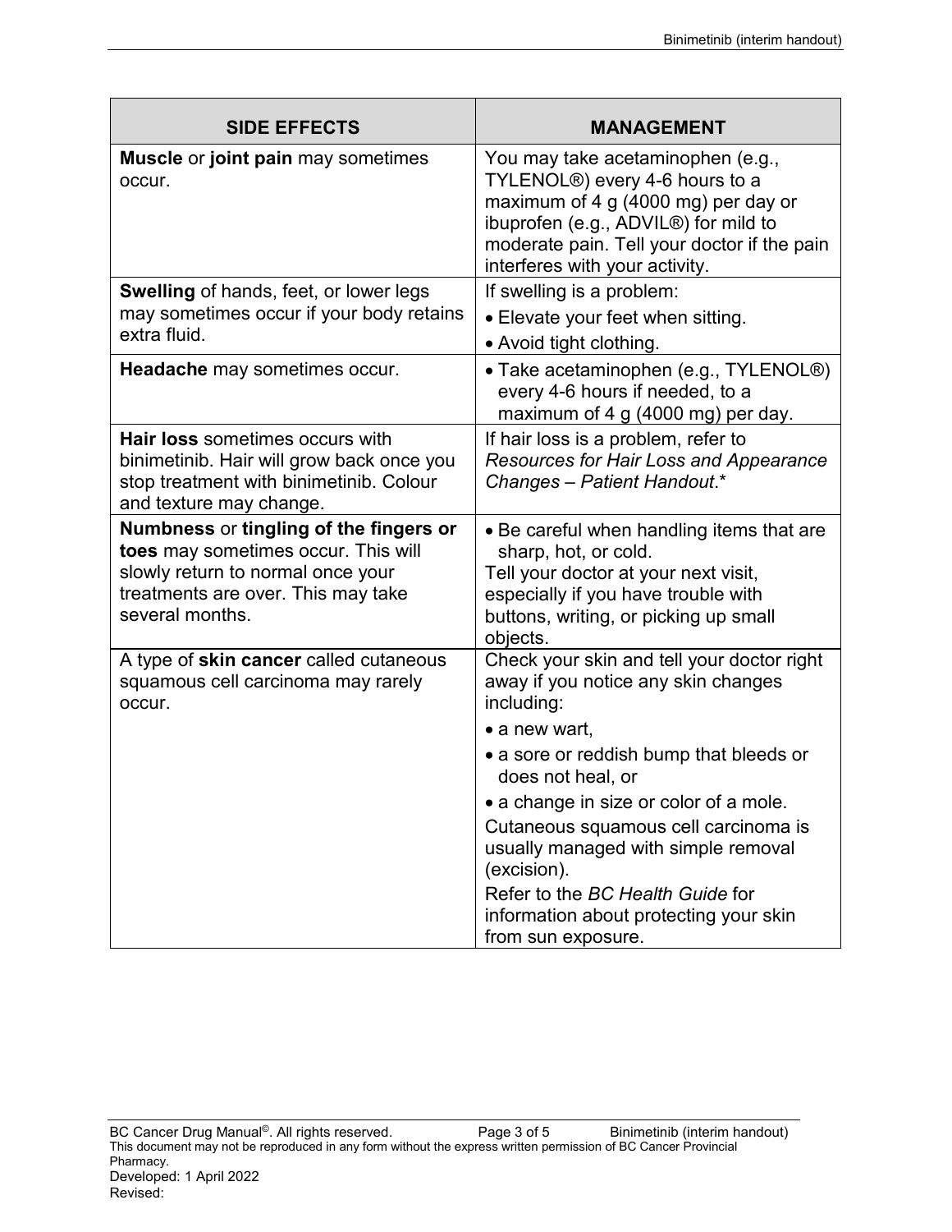| SIDE EFFECTS | MANAGEMENT |
|---|---|
| **Muscle** or **joint pain** may sometimes occur. | You may take acetaminophen (e.g., TYLENOL®) every 4-6 hours to a maximum of 4 g (4000 mg) per day or ibuprofen (e.g., ADVIL®) for mild to moderate pain. Tell your doctor if the pain interferes with your activity. |
| **Swelling** of hands, feet, or lower legs may sometimes occur if your body retains extra fluid. | If swelling is a problem:<br>• Elevate your feet when sitting.<br>• Avoid tight clothing. |
| **Headache** may sometimes occur. | • Take acetaminophen (e.g., TYLENOL®) every 4-6 hours if needed, to a maximum of 4 g (4000 mg) per day. |
| **Hair loss** sometimes occurs with binimetinib. Hair will grow back once you stop treatment with binimetinib. Colour and texture may change. | If hair loss is a problem, refer to *Resources for Hair Loss and Appearance Changes – Patient Handout*.* |
| **Numbness** or **tingling of the fingers or toes** may sometimes occur. This will slowly return to normal once your treatments are over. This may take several months. | • Be careful when handling items that are sharp, hot, or cold.<br>Tell your doctor at your next visit, especially if you have trouble with buttons, writing, or picking up small objects. |
| A type of **skin cancer** called cutaneous squamous cell carcinoma may rarely occur. | Check your skin and tell your doctor right away if you notice any skin changes including:<br>• a new wart,<br>• a sore or reddish bump that bleeds or does not heal, or<br>• a change in size or color of a mole.<br>Cutaneous squamous cell carcinoma is usually managed with simple removal (excision).<br>Refer to the *BC Health Guide* for information about protecting your skin from sun exposure. |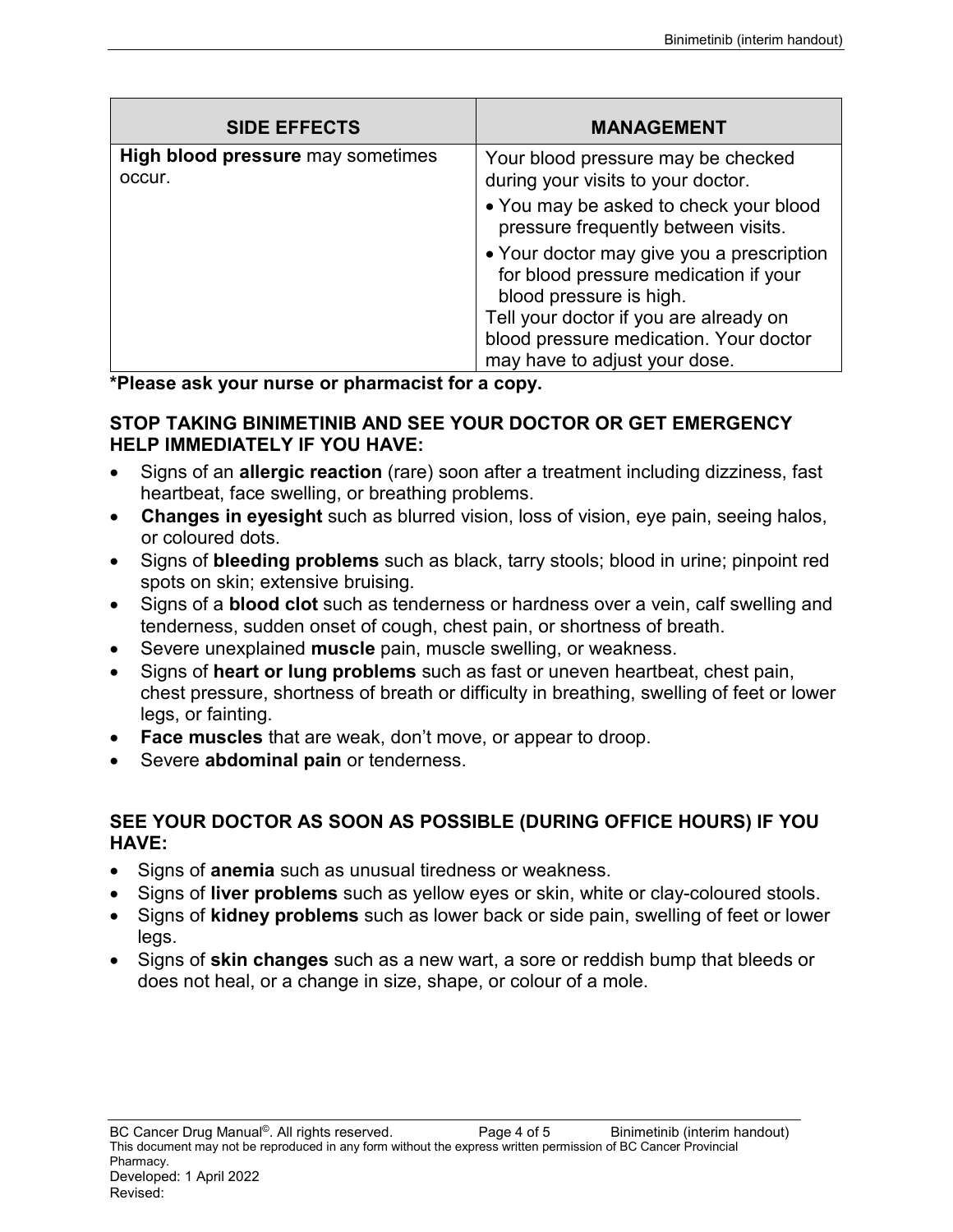| SIDE EFFECTS | MANAGEMENT |
|---|---|
| **High blood pressure** may sometimes occur. | Your blood pressure may be checked during your visits to your doctor.<br>• You may be asked to check your blood pressure frequently between visits.<br>• Your doctor may give you a prescription for blood pressure medication if your blood pressure is high.<br>Tell your doctor if you are already on blood pressure medication. Your doctor may have to adjust your dose. |

***Please ask your nurse or pharmacist for a copy.**

**STOP TAKING BINIMETINIB AND SEE YOUR DOCTOR OR GET EMERGENCY HELP IMMEDIATELY IF YOU HAVE:**

- Signs of an **allergic reaction** (rare) soon after a treatment including dizziness, fast heartbeat, face swelling, or breathing problems.
- **Changes in eyesight** such as blurred vision, loss of vision, eye pain, seeing halos, or coloured dots.
- Signs of **bleeding problems** such as black, tarry stools; blood in urine; pinpoint red spots on skin; extensive bruising.
- Signs of a **blood clot** such as tenderness or hardness over a vein, calf swelling and tenderness, sudden onset of cough, chest pain, or shortness of breath.
- Severe unexplained **muscle** pain, muscle swelling, or weakness.
- Signs of **heart or lung problems** such as fast or uneven heartbeat, chest pain, chest pressure, shortness of breath or difficulty in breathing, swelling of feet or lower legs, or fainting.
- **Face muscles** that are weak, don't move, or appear to droop.
- Severe **abdominal pain** or tenderness.

**SEE YOUR DOCTOR AS SOON AS POSSIBLE (DURING OFFICE HOURS) IF YOU HAVE:**

- Signs of **anemia** such as unusual tiredness or weakness.
- Signs of **liver problems** such as yellow eyes or skin, white or clay-coloured stools.
- Signs of **kidney problems** such as lower back or side pain, swelling of feet or lower legs.
- Signs of **skin changes** such as a new wart, a sore or reddish bump that bleeds or does not heal, or a change in size, shape, or colour of a mole.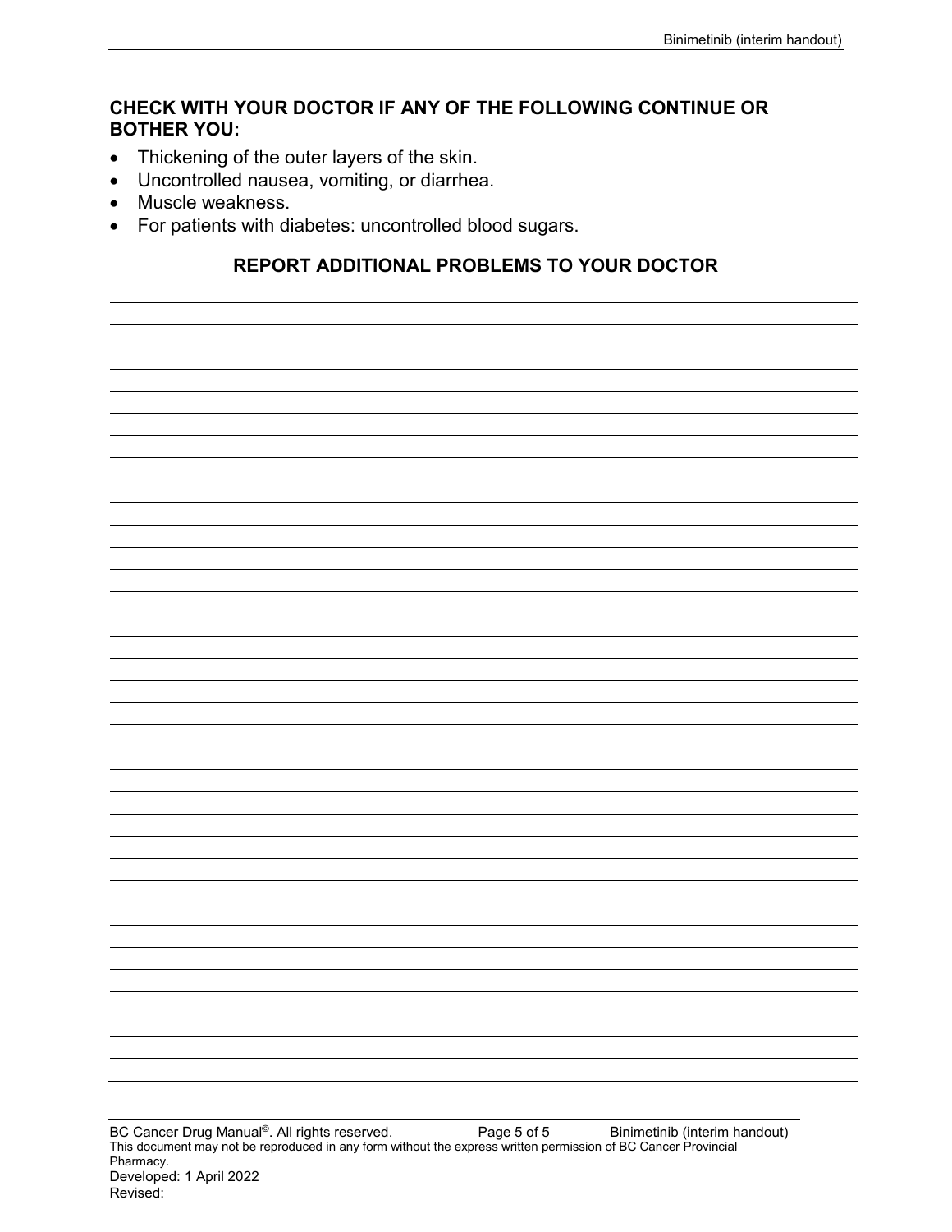**CHECK WITH YOUR DOCTOR IF ANY OF THE FOLLOWING CONTINUE OR BOTHER YOU:**

- Thickening of the outer layers of the skin.
- Uncontrolled nausea, vomiting, or diarrhea.
- Muscle weakness.
- For patients with diabetes: uncontrolled blood sugars.

**REPORT ADDITIONAL PROBLEMS TO YOUR DOCTOR**

BC Cancer Drug Manual©. All rights reserved.
This document may not be reproduced in any form without the express written permission of BC Cancer Provincial Pharmacy.
Developed: 1 April 2022
Revised: